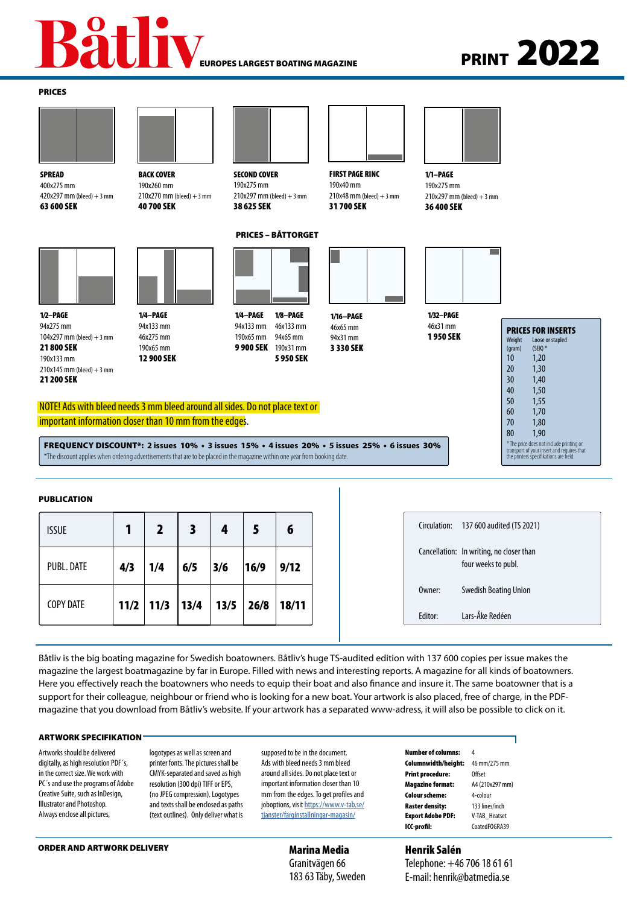# Båtliv

EUROPES LARGEST BOATING MAGAZINE

**PRINT 2022**

## PRICES

**SPREAD**
400x275 mm
420x297 mm (bleed) + 3 mm
**63 600 SEK**

**BACK COVER**
190x260 mm
210x270 mm (bleed) + 3 mm
**40 700 SEK**

**SECOND COVER**
190x275 mm
210x297 mm (bleed) + 3 mm
**38 625 SEK**

**FIRST PAGE RINC**
190x40 mm
210x48 mm (bleed) + 3 mm
**31 700 SEK**

**1/1–PAGE**
190x275 mm
210x297 mm (bleed) + 3 mm
**36 400 SEK**

## PRICES – BÅTTORGET

**1/2–PAGE**
94x275 mm
104x297 mm (bleed) + 3 mm
**21 800 SEK**
190x133 mm
210x145 mm (bleed) + 3 mm
**21 200 SEK**

**1/4–PAGE**
94x133 mm
46x275 mm
190x65 mm
**12 900 SEK**

**1/4–PAGE**
94x133 mm
190x65 mm
**9 900 SEK**

**1/8–PAGE**
46x133 mm
94x65 mm
190x31 mm
**5 950 SEK**

**1/16–PAGE**
46x65 mm
94x31 mm
**3 330 SEK**

**1/32–PAGE**
46x31 mm
**1 950 SEK**

### PRICES FOR INSERTS

| Weight (gram) | Loose or stapled (SEK) * |
|---|---|
| 10 | 1,20 |
| 20 | 1,30 |
| 30 | 1,40 |
| 40 | 1,50 |
| 50 | 1,55 |
| 60 | 1,70 |
| 70 | 1,80 |
| 80 | 1,90 |

* The price does not include printing or transport of your insert and requires that the printers specifikations are held.

NOTE! Ads with bleed needs 3 mm bleed around all sides. Do not place text or important information closer than 10 mm from the edges.

**FREQUENCY DISCOUNT*: 2 issues 10% • 3 issues 15% • 4 issues 20% • 5 issues 25% • 6 issues 30%**
*The discount applies when ordering advertisements that are to be placed in the magazine within one year from booking date.

## PUBLICATION

| ISSUE | 1 | 2 | 3 | 4 | 5 | 6 |
|---|---|---|---|---|---|---|
| PUBL. DATE | 4/3 | 1/4 | 6/5 | 3/6 | 16/9 | 9/12 |
| COPY DATE | 11/2 | 11/3 | 13/4 | 13/5 | 26/8 | 18/11 |

Circulation: 137 600 audited (TS 2021)

Cancellation: In writing, no closer than four weeks to publ.

Owner: Swedish Boating Union

Editor: Lars-Åke Redéen

Båtliv is the big boating magazine for Swedish boatowners. Båtliv's huge TS-audited edition with 137 600 copies per issue makes the magazine the largest boatmagazine by far in Europe. Filled with news and interesting reports. A magazine for all kinds of boatowners. Here you effectively reach the boatowners who needs to equip their boat and also finance and insure it. The same boatowner that is a support for their colleague, neighbour or friend who is looking for a new boat. Your artwork is also placed, free of charge, in the PDF-magazine that you download from Båtliv's website. If your artwork has a separated www-adress, it will also be possible to click on it.

## ARTWORK SPECIFIKATION

Artworks should be delivered digitally, as high resolution PDF´s, in the correct size. We work with PC´s and use the programs of Adobe Creative Suite, such as InDesign, Illustrator and Photoshop. Always enclose all pictures, logotypes as well as screen and printer fonts. The pictures shall be CMYK-separated and saved as high resolution (300 dpi) TIFF or EPS, (no JPEG compression). Logotypes and texts shall be enclosed as paths (text outlines). Only deliver what is supposed to be in the document. Ads with bleed needs 3 mm bleed around all sides. Do not place text or important information closer than 10 mm from the edges. To get profiles and joboptions, visit https://www.v-tab.se/tjanster/farginstallningar-magasin/

| | |
|---|---|
| **Number of columns:** | 4 |
| **Columnwidth/height:** | 46 mm/275 mm |
| **Print procedure:** | Offset |
| **Magazine format:** | A4 (210x297 mm) |
| **Colour scheme:** | 4-colour |
| **Raster density:** | 133 lines/inch |
| **Export Adobe PDF:** | V-TAB_Heatset |
| **ICC-profil:** | CoatedFOGRA39 |

## ORDER AND ARTWORK DELIVERY

**Marina Media**
Granitvägen 66
183 63 Täby, Sweden

**Henrik Salén**
Telephone: +46 706 18 61 61
E-mail: henrik@batmedia.se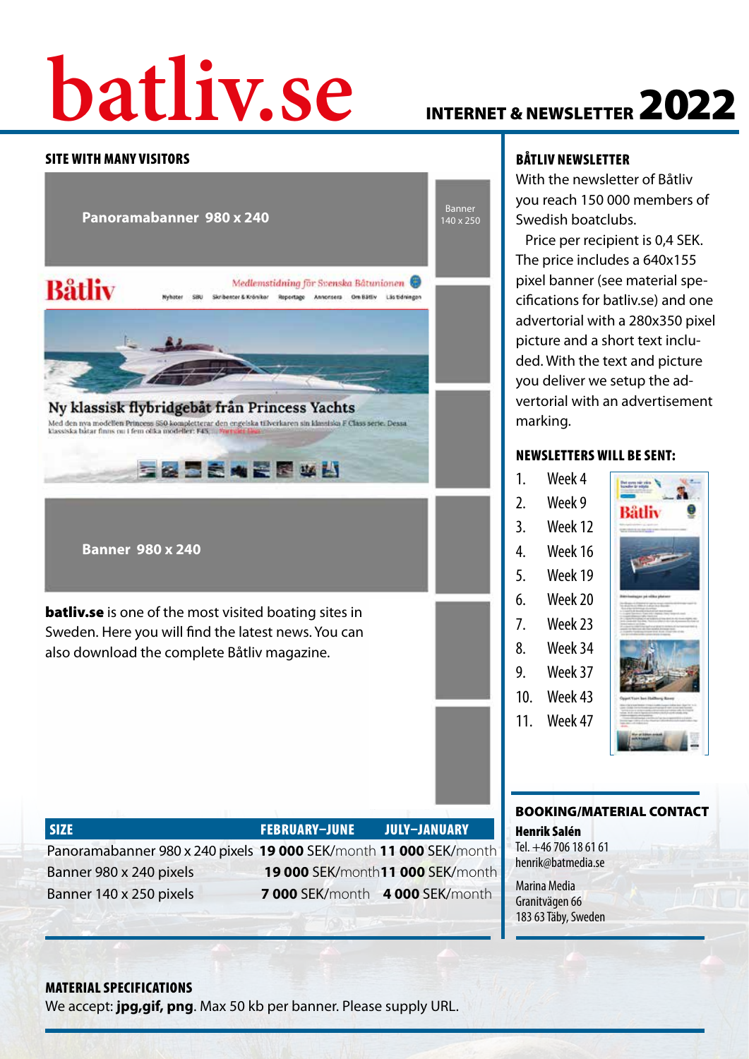# batliv.se

INTERNET & NEWSLETTER **2022**

## SITE WITH MANY VISITORS

Panoramabanner 980 x 240

Banner 140 x 250

Banner 980 x 240

**batliv.se** is one of the most visited boating sites in Sweden. Here you will find the latest news. You can also download the complete Båtliv magazine.

| SIZE | FEBRUARY–JUNE | JULY–JANUARY |
|---|---|---|
| Panoramabanner 980 x 240 pixels | **19 000** SEK/month | **11 000** SEK/month |
| Banner 980 x 240 pixels | **19 000** SEK/month | **11 000** SEK/month |
| Banner 140 x 250 pixels | **7 000** SEK/month | **4 000** SEK/month |

## BÅTLIV NEWSLETTER

With the newsletter of Båtliv you reach 150 000 members of Swedish boatclubs.

Price per recipient is 0,4 SEK. The price includes a 640x155 pixel banner (see material specifications for batliv.se) and one advertorial with a 280x350 pixel picture and a short text included. With the text and picture you deliver we setup the advertorial with an advertisement marking.

## NEWSLETTERS WILL BE SENT:

1. Week 4
2. Week 9
3. Week 12
4. Week 16
5. Week 19
6. Week 20
7. Week 23
8. Week 34
9. Week 37
10. Week 43
11. Week 47

## BOOKING/MATERIAL CONTACT

**Henrik Salén**
Tel. +46 706 18 61 61
henrik@batmedia.se

Marina Media
Granitvägen 66
183 63 Täby, Sweden

## MATERIAL SPECIFICATIONS

We accept: **jpg,gif, png**. Max 50 kb per banner. Please supply URL.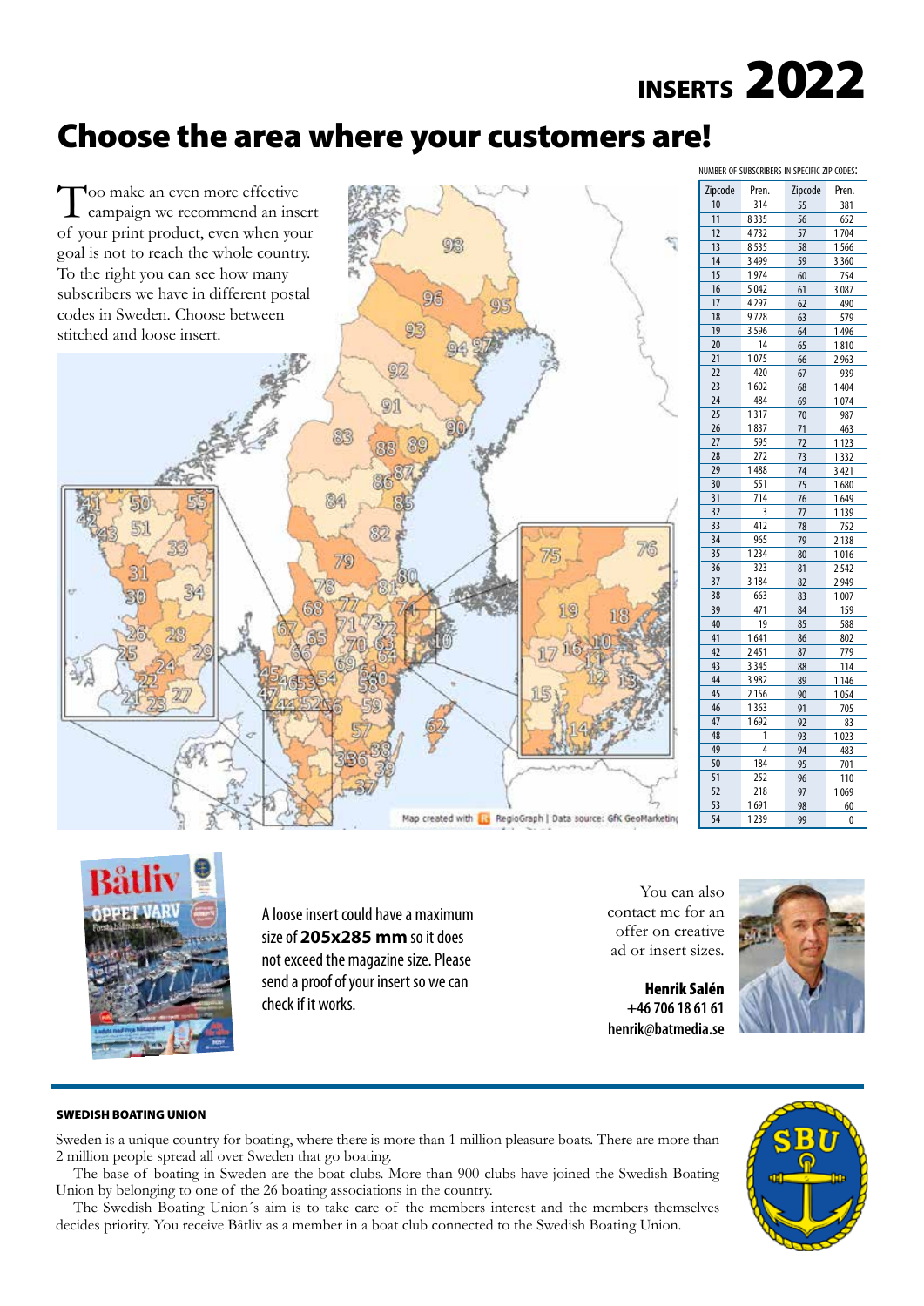# INSERTS 2022

## Choose the area where your customers are!

Too make an even more effective campaign we recommend an insert of your print product, even when your goal is not to reach the whole country. To the right you can see how many subscribers we have in different postal codes in Sweden. Choose between stitched and loose insert.

Map created with RegioGraph | Data source: GfK GeoMarketing

NUMBER OF SUBSCRIBERS IN SPECIFIC ZIP CODES:

| Zipcode | Pren. | Zipcode | Pren. |
|---|---|---|---|
| 10 | 314 | 55 | 381 |
| 11 | 8 335 | 56 | 652 |
| 12 | 4 732 | 57 | 1 704 |
| 13 | 8 535 | 58 | 1 566 |
| 14 | 3 499 | 59 | 3 360 |
| 15 | 1 974 | 60 | 754 |
| 16 | 5 042 | 61 | 3 087 |
| 17 | 4 297 | 62 | 490 |
| 18 | 9 728 | 63 | 579 |
| 19 | 3 596 | 64 | 1 496 |
| 20 | 14 | 65 | 1 810 |
| 21 | 1 075 | 66 | 2 963 |
| 22 | 420 | 67 | 939 |
| 23 | 1 602 | 68 | 1 404 |
| 24 | 484 | 69 | 1 074 |
| 25 | 1 317 | 70 | 987 |
| 26 | 1 837 | 71 | 463 |
| 27 | 595 | 72 | 1 123 |
| 28 | 272 | 73 | 1 332 |
| 29 | 1 488 | 74 | 3 421 |
| 30 | 551 | 75 | 1 680 |
| 31 | 714 | 76 | 1 649 |
| 32 | 3 | 77 | 1 139 |
| 33 | 412 | 78 | 752 |
| 34 | 965 | 79 | 2 138 |
| 35 | 1 234 | 80 | 1 016 |
| 36 | 323 | 81 | 2 542 |
| 37 | 3 184 | 82 | 2 949 |
| 38 | 663 | 83 | 1 007 |
| 39 | 471 | 84 | 159 |
| 40 | 19 | 85 | 588 |
| 41 | 1 641 | 86 | 802 |
| 42 | 2 451 | 87 | 779 |
| 43 | 3 345 | 88 | 114 |
| 44 | 3 982 | 89 | 1 146 |
| 45 | 2 156 | 90 | 1 054 |
| 46 | 1 363 | 91 | 705 |
| 47 | 1 692 | 92 | 83 |
| 48 | 1 | 93 | 1 023 |
| 49 | 4 | 94 | 483 |
| 50 | 184 | 95 | 701 |
| 51 | 252 | 96 | 110 |
| 52 | 218 | 97 | 1 069 |
| 53 | 1 691 | 98 | 60 |
| 54 | 1 239 | 99 | 0 |

A loose insert could have a maximum size of **205x285 mm** so it does not exceed the magazine size. Please send a proof of your insert so we can check if it works.

You can also contact me for an offer on creative ad or insert sizes.

**Henrik Salén**
**+46 706 18 61 61**
**henrik@batmedia.se**

#### SWEDISH BOATING UNION

Sweden is a unique country for boating, where there is more than 1 million pleasure boats. There are more than 2 million people spread all over Sweden that go boating.

The base of boating in Sweden are the boat clubs. More than 900 clubs have joined the Swedish Boating Union by belonging to one of the 26 boating associations in the country.

The Swedish Boating Union´s aim is to take care of the members interest and the members themselves decides priority. You receive Båtliv as a member in a boat club connected to the Swedish Boating Union.